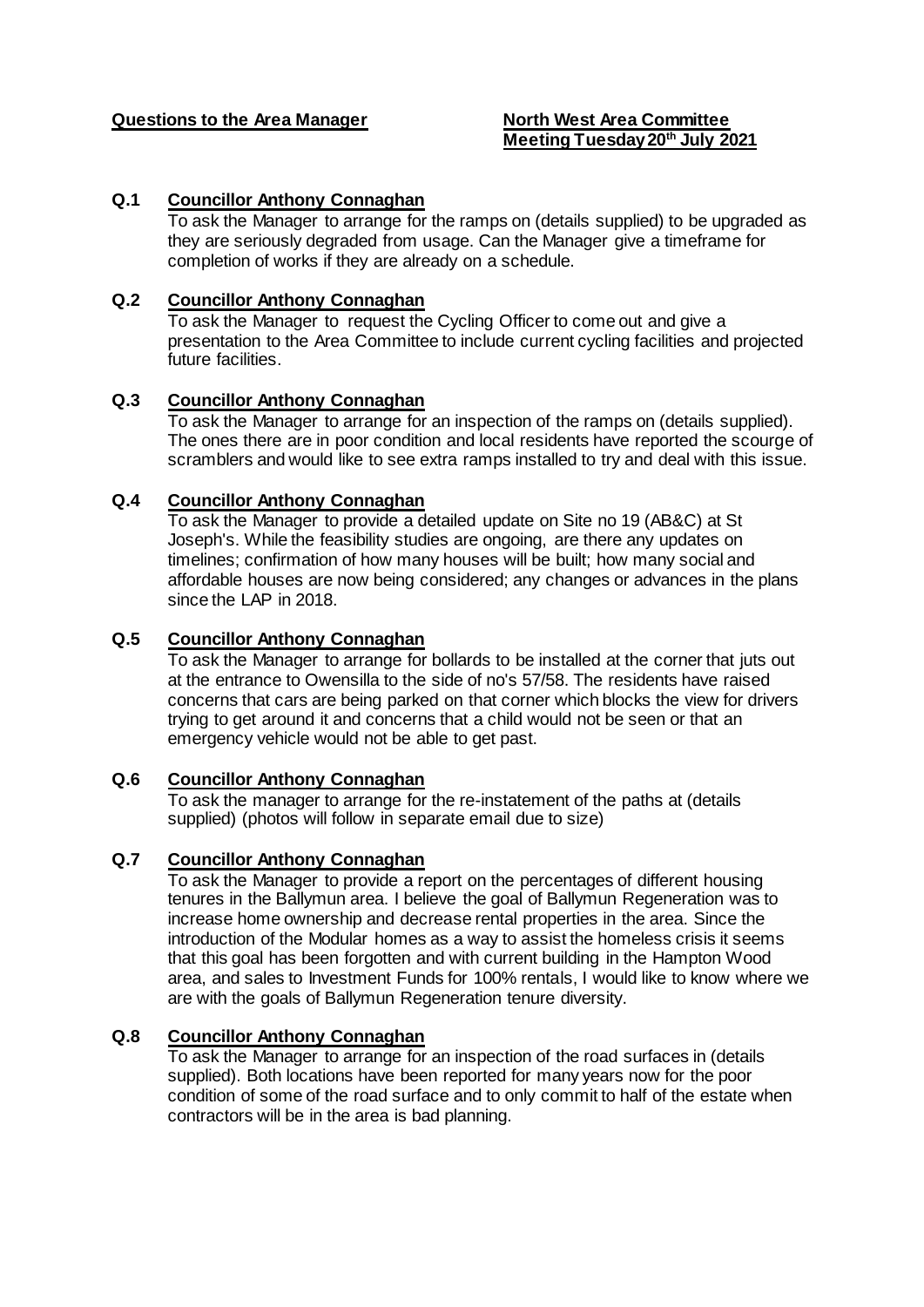**Questions to the Area Manager**

**North West Area Committee**
**Meeting Tuesday 20th July 2021**

**Q.1 Councillor Anthony Connaghan**

To ask the Manager to arrange for the ramps on (details supplied) to be upgraded as they are seriously degraded from usage. Can the Manager give a timeframe for completion of works if they are already on a schedule.

**Q.2 Councillor Anthony Connaghan**

To ask the Manager to request the Cycling Officer to come out and give a presentation to the Area Committee to include current cycling facilities and projected future facilities.

**Q.3 Councillor Anthony Connaghan**

To ask the Manager to arrange for an inspection of the ramps on (details supplied). The ones there are in poor condition and local residents have reported the scourge of scramblers and would like to see extra ramps installed to try and deal with this issue.

**Q.4 Councillor Anthony Connaghan**

To ask the Manager to provide a detailed update on Site no 19 (AB&C) at St Joseph's. While the feasibility studies are ongoing, are there any updates on timelines; confirmation of how many houses will be built; how many social and affordable houses are now being considered; any changes or advances in the plans since the LAP in 2018.

**Q.5 Councillor Anthony Connaghan**

To ask the Manager to arrange for bollards to be installed at the corner that juts out at the entrance to Owensilla to the side of no's 57/58. The residents have raised concerns that cars are being parked on that corner which blocks the view for drivers trying to get around it and concerns that a child would not be seen or that an emergency vehicle would not be able to get past.

**Q.6 Councillor Anthony Connaghan**

To ask the manager to arrange for the re-instatement of the paths at (details supplied) (photos will follow in separate email due to size)

**Q.7 Councillor Anthony Connaghan**

To ask the Manager to provide a report on the percentages of different housing tenures in the Ballymun area. I believe the goal of Ballymun Regeneration was to increase home ownership and decrease rental properties in the area. Since the introduction of the Modular homes as a way to assist the homeless crisis it seems that this goal has been forgotten and with current building in the Hampton Wood area, and sales to Investment Funds for 100% rentals, I would like to know where we are with the goals of Ballymun Regeneration tenure diversity.

**Q.8 Councillor Anthony Connaghan**

To ask the Manager to arrange for an inspection of the road surfaces in (details supplied). Both locations have been reported for many years now for the poor condition of some of the road surface and to only commit to half of the estate when contractors will be in the area is bad planning.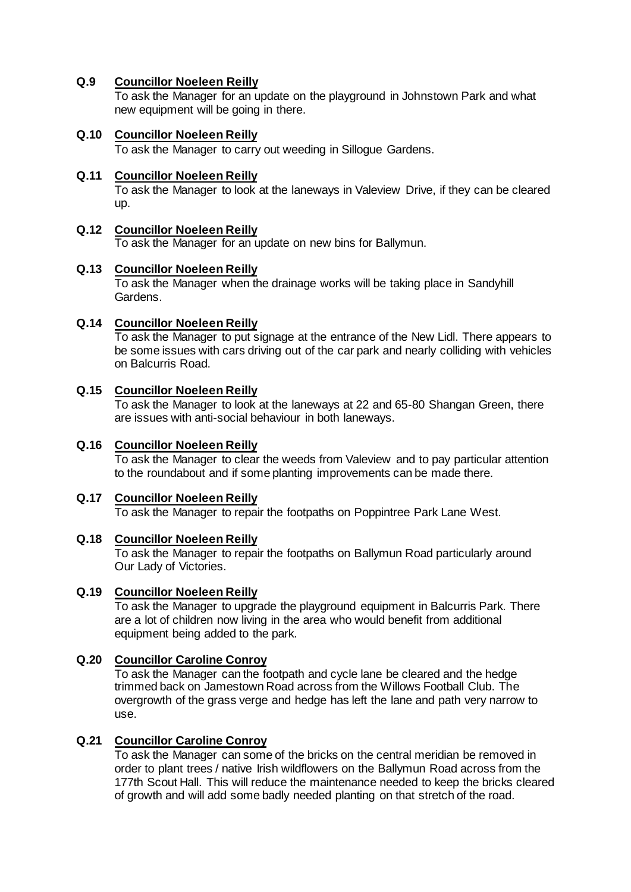**Q.9 Councillor Noeleen Reilly**

To ask the Manager for an update on the playground in Johnstown Park and what new equipment will be going in there.

**Q.10 Councillor Noeleen Reilly**

To ask the Manager to carry out weeding in Sillogue Gardens.

**Q.11 Councillor Noeleen Reilly**

To ask the Manager to look at the laneways in Valeview Drive, if they can be cleared up.

**Q.12 Councillor Noeleen Reilly**

To ask the Manager for an update on new bins for Ballymun.

**Q.13 Councillor Noeleen Reilly**

To ask the Manager when the drainage works will be taking place in Sandyhill Gardens.

**Q.14 Councillor Noeleen Reilly**

To ask the Manager to put signage at the entrance of the New Lidl. There appears to be some issues with cars driving out of the car park and nearly colliding with vehicles on Balcurris Road.

**Q.15 Councillor Noeleen Reilly**

To ask the Manager to look at the laneways at 22 and 65-80 Shangan Green, there are issues with anti-social behaviour in both laneways.

**Q.16 Councillor Noeleen Reilly**

To ask the Manager to clear the weeds from Valeview and to pay particular attention to the roundabout and if some planting improvements can be made there.

**Q.17 Councillor Noeleen Reilly**

To ask the Manager to repair the footpaths on Poppintree Park Lane West.

**Q.18 Councillor Noeleen Reilly**

To ask the Manager to repair the footpaths on Ballymun Road particularly around Our Lady of Victories.

**Q.19 Councillor Noeleen Reilly**

To ask the Manager to upgrade the playground equipment in Balcurris Park. There are a lot of children now living in the area who would benefit from additional equipment being added to the park.

**Q.20 Councillor Caroline Conroy**

To ask the Manager can the footpath and cycle lane be cleared and the hedge trimmed back on Jamestown Road across from the Willows Football Club. The overgrowth of the grass verge and hedge has left the lane and path very narrow to use.

**Q.21 Councillor Caroline Conroy**

To ask the Manager can some of the bricks on the central meridian be removed in order to plant trees / native Irish wildflowers on the Ballymun Road across from the 177th Scout Hall. This will reduce the maintenance needed to keep the bricks cleared of growth and will add some badly needed planting on that stretch of the road.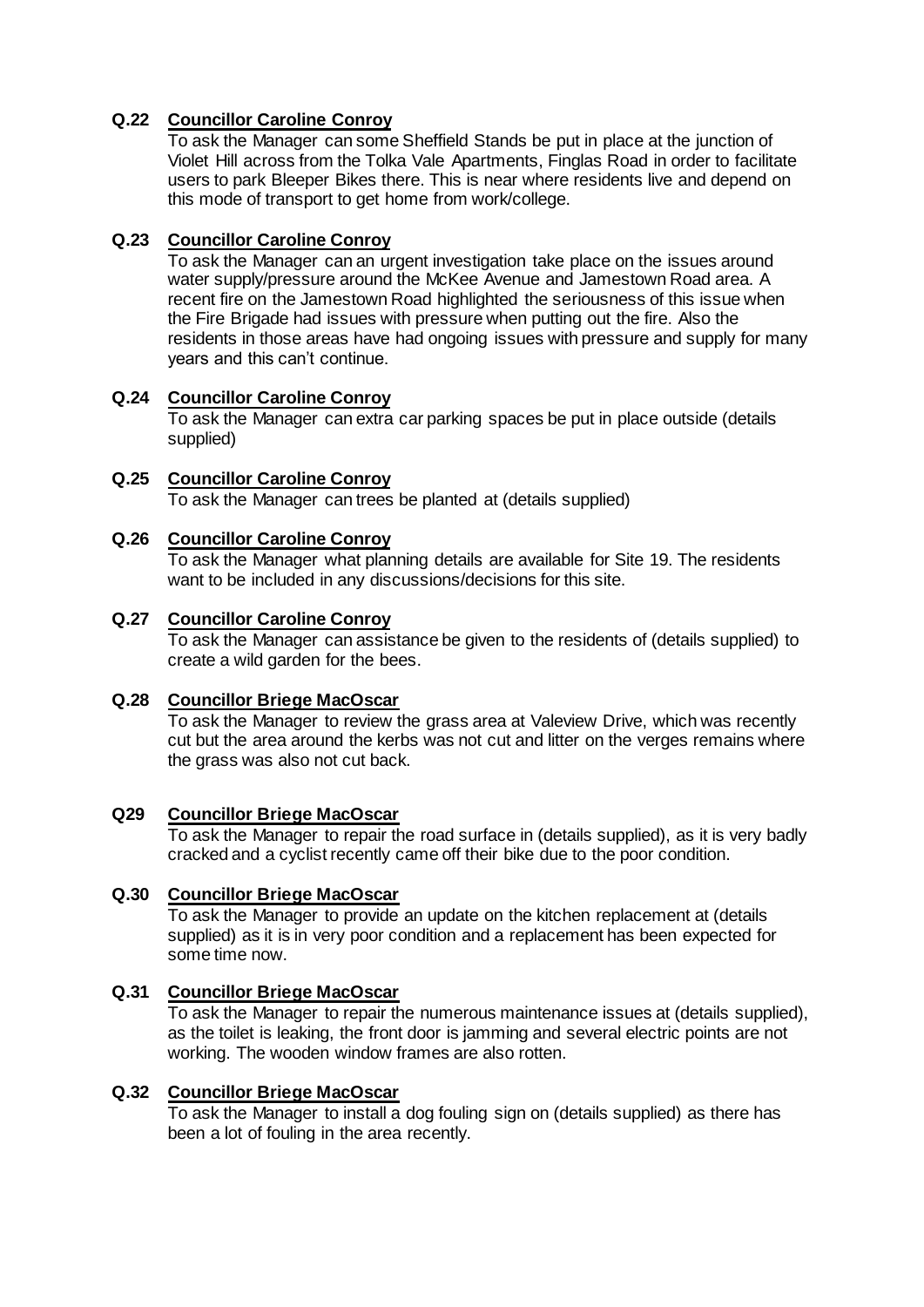**Q.22 Councillor Caroline Conroy**

To ask the Manager can some Sheffield Stands be put in place at the junction of Violet Hill across from the Tolka Vale Apartments, Finglas Road in order to facilitate users to park Bleeper Bikes there. This is near where residents live and depend on this mode of transport to get home from work/college.

**Q.23 Councillor Caroline Conroy**

To ask the Manager can an urgent investigation take place on the issues around water supply/pressure around the McKee Avenue and Jamestown Road area. A recent fire on the Jamestown Road highlighted the seriousness of this issue when the Fire Brigade had issues with pressure when putting out the fire. Also the residents in those areas have had ongoing issues with pressure and supply for many years and this can't continue.

**Q.24 Councillor Caroline Conroy**

To ask the Manager can extra car parking spaces be put in place outside (details supplied)

**Q.25 Councillor Caroline Conroy**

To ask the Manager can trees be planted at (details supplied)

**Q.26 Councillor Caroline Conroy**

To ask the Manager what planning details are available for Site 19. The residents want to be included in any discussions/decisions for this site.

**Q.27 Councillor Caroline Conroy**

To ask the Manager can assistance be given to the residents of (details supplied) to create a wild garden for the bees.

**Q.28 Councillor Briege MacOscar**

To ask the Manager to review the grass area at Valeview Drive, which was recently cut but the area around the kerbs was not cut and litter on the verges remains where the grass was also not cut back.

**Q29 Councillor Briege MacOscar**

To ask the Manager to repair the road surface in (details supplied), as it is very badly cracked and a cyclist recently came off their bike due to the poor condition.

**Q.30 Councillor Briege MacOscar**

To ask the Manager to provide an update on the kitchen replacement at (details supplied) as it is in very poor condition and a replacement has been expected for some time now.

**Q.31 Councillor Briege MacOscar**

To ask the Manager to repair the numerous maintenance issues at (details supplied), as the toilet is leaking, the front door is jamming and several electric points are not working. The wooden window frames are also rotten.

**Q.32 Councillor Briege MacOscar**

To ask the Manager to install a dog fouling sign on (details supplied) as there has been a lot of fouling in the area recently.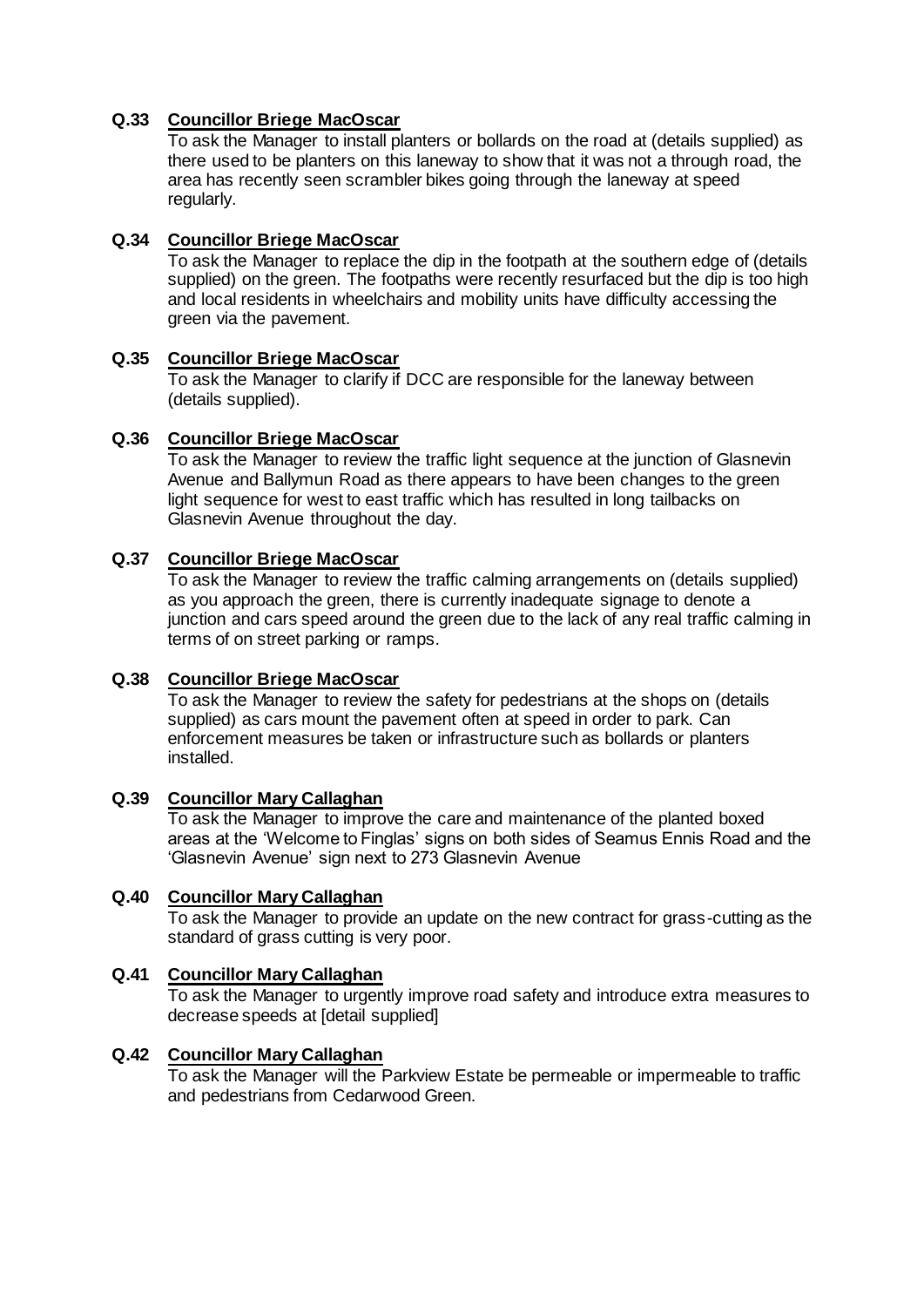**Q.33 Councillor Briege MacOscar**

To ask the Manager to install planters or bollards on the road at (details supplied) as there used to be planters on this laneway to show that it was not a through road, the area has recently seen scrambler bikes going through the laneway at speed regularly.

**Q.34 Councillor Briege MacOscar**

To ask the Manager to replace the dip in the footpath at the southern edge of (details supplied) on the green. The footpaths were recently resurfaced but the dip is too high and local residents in wheelchairs and mobility units have difficulty accessing the green via the pavement.

**Q.35 Councillor Briege MacOscar**

To ask the Manager to clarify if DCC are responsible for the laneway between (details supplied).

**Q.36 Councillor Briege MacOscar**

To ask the Manager to review the traffic light sequence at the junction of Glasnevin Avenue and Ballymun Road as there appears to have been changes to the green light sequence for west to east traffic which has resulted in long tailbacks on Glasnevin Avenue throughout the day.

**Q.37 Councillor Briege MacOscar**

To ask the Manager to review the traffic calming arrangements on (details supplied) as you approach the green, there is currently inadequate signage to denote a junction and cars speed around the green due to the lack of any real traffic calming in terms of on street parking or ramps.

**Q.38 Councillor Briege MacOscar**

To ask the Manager to review the safety for pedestrians at the shops on (details supplied) as cars mount the pavement often at speed in order to park. Can enforcement measures be taken or infrastructure such as bollards or planters installed.

**Q.39 Councillor Mary Callaghan**

To ask the Manager to improve the care and maintenance of the planted boxed areas at the 'Welcome to Finglas' signs on both sides of Seamus Ennis Road and the 'Glasnevin Avenue' sign next to 273 Glasnevin Avenue

**Q.40 Councillor Mary Callaghan**

To ask the Manager to provide an update on the new contract for grass-cutting as the standard of grass cutting is very poor.

**Q.41 Councillor Mary Callaghan**

To ask the Manager to urgently improve road safety and introduce extra measures to decrease speeds at [detail supplied]

**Q.42 Councillor Mary Callaghan**

To ask the Manager will the Parkview Estate be permeable or impermeable to traffic and pedestrians from Cedarwood Green.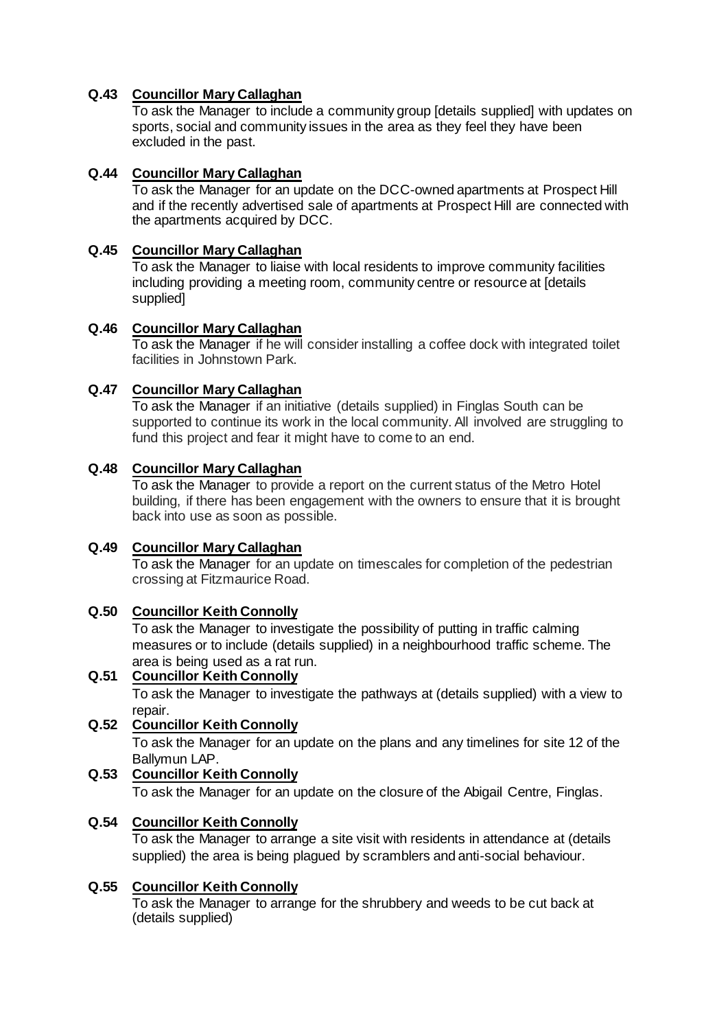**Q.43 Councillor Mary Callaghan**

To ask the Manager to include a community group [details supplied] with updates on sports, social and community issues in the area as they feel they have been excluded in the past.

**Q.44 Councillor Mary Callaghan**

To ask the Manager for an update on the DCC-owned apartments at Prospect Hill and if the recently advertised sale of apartments at Prospect Hill are connected with the apartments acquired by DCC.

**Q.45 Councillor Mary Callaghan**

To ask the Manager to liaise with local residents to improve community facilities including providing a meeting room, community centre or resource at [details supplied]

**Q.46 Councillor Mary Callaghan**

To ask the Manager if he will consider installing a coffee dock with integrated toilet facilities in Johnstown Park.

**Q.47 Councillor Mary Callaghan**

To ask the Manager if an initiative (details supplied) in Finglas South can be supported to continue its work in the local community. All involved are struggling to fund this project and fear it might have to come to an end.

**Q.48 Councillor Mary Callaghan**

To ask the Manager to provide a report on the current status of the Metro Hotel building, if there has been engagement with the owners to ensure that it is brought back into use as soon as possible.

**Q.49 Councillor Mary Callaghan**

To ask the Manager for an update on timescales for completion of the pedestrian crossing at Fitzmaurice Road.

**Q.50 Councillor Keith Connolly**

To ask the Manager to investigate the possibility of putting in traffic calming measures or to include (details supplied) in a neighbourhood traffic scheme. The area is being used as a rat run.

**Q.51 Councillor Keith Connolly**

To ask the Manager to investigate the pathways at (details supplied) with a view to repair.

**Q.52 Councillor Keith Connolly**

To ask the Manager for an update on the plans and any timelines for site 12 of the Ballymun LAP.

**Q.53 Councillor Keith Connolly**

To ask the Manager for an update on the closure of the Abigail Centre, Finglas.

**Q.54 Councillor Keith Connolly**

To ask the Manager to arrange a site visit with residents in attendance at (details supplied) the area is being plagued by scramblers and anti-social behaviour.

**Q.55 Councillor Keith Connolly**

To ask the Manager to arrange for the shrubbery and weeds to be cut back at (details supplied)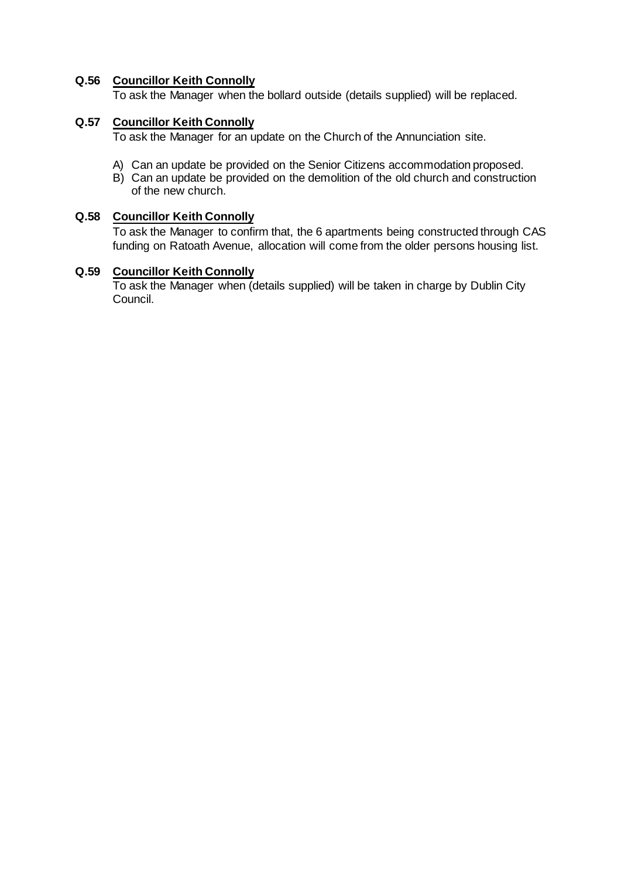**Q.56 Councillor Keith Connolly**
To ask the Manager when the bollard outside (details supplied) will be replaced.

**Q.57 Councillor Keith Connolly**
To ask the Manager for an update on the Church of the Annunciation site.

A) Can an update be provided on the Senior Citizens accommodation proposed.
B) Can an update be provided on the demolition of the old church and construction of the new church.

**Q.58 Councillor Keith Connolly**
To ask the Manager to confirm that, the 6 apartments being constructed through CAS funding on Ratoath Avenue, allocation will come from the older persons housing list.

**Q.59 Councillor Keith Connolly**
To ask the Manager when (details supplied) will be taken in charge by Dublin City Council.